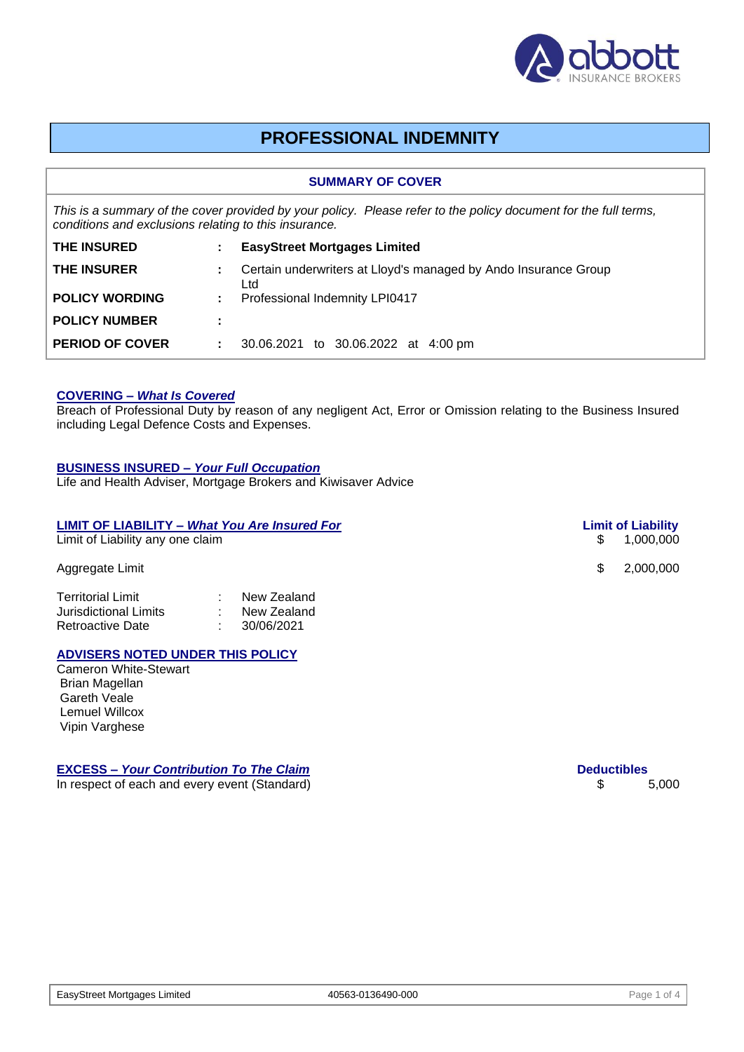# PROFESSIONAL INDEMNITY

## SUMMARY OF COVER

*This is a summary of the cover provided by your policy. Please refer to the policy document for the full terms, conditions and exclusions relating to this insurance.*

| | | |
|---|---|---|
| **THE INSURED** | : | **EasyStreet Mortgages Limited** |
| **THE INSURER** | : | Certain underwriters at Lloyd's managed by Ando Insurance Group Ltd |
| **POLICY WORDING** | : | Professional Indemnity LPI0417 |
| **POLICY NUMBER** | : | |
| **PERIOD OF COVER** | : | 30.06.2021 to 30.06.2022 at 4:00 pm |

### COVERING – *What Is Covered*

Breach of Professional Duty by reason of any negligent Act, Error or Omission relating to the Business Insured including Legal Defence Costs and Expenses.

### BUSINESS INSURED – *Your Full Occupation*

Life and Health Adviser, Mortgage Brokers and Kiwisaver Advice

### LIMIT OF LIABILITY – *What You Are Insured For*

| | Limit of Liability |
|---|---|
| Limit of Liability any one claim | $ 1,000,000 |
| Aggregate Limit | $ 2,000,000 |

| | | |
|---|---|---|
| Territorial Limit | : | New Zealand |
| Jurisdictional Limits | : | New Zealand |
| Retroactive Date | : | 30/06/2021 |

### ADVISERS NOTED UNDER THIS POLICY

Cameron White-Stewart
Brian Magellan
Gareth Veale
Lemuel Willcox
Vipin Varghese

### EXCESS – *Your Contribution To The Claim*

| | Deductibles |
|---|---|
| In respect of each and every event (Standard) | $ 5,000 |

EasyStreet Mortgages Limited 40563-0136490-000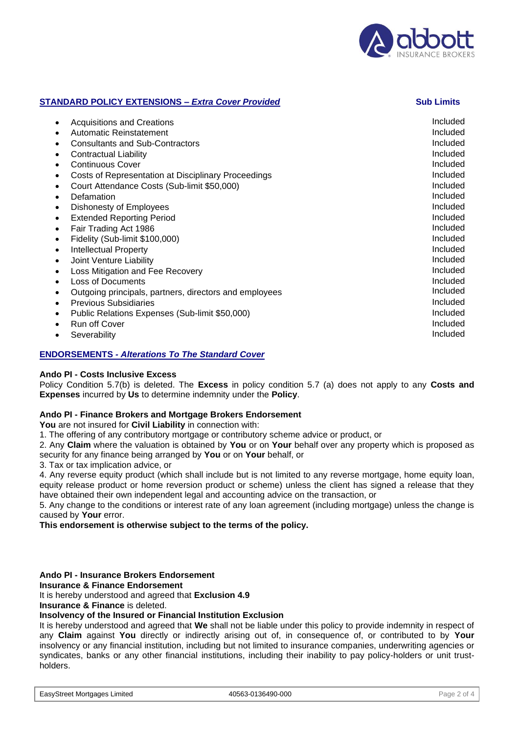## **STANDARD POLICY EXTENSIONS – *Extra Cover Provided***

| Extension | Sub Limits |
| --- | --- |
| Acquisitions and Creations | Included |
| Automatic Reinstatement | Included |
| Consultants and Sub-Contractors | Included |
| Contractual Liability | Included |
| Continuous Cover | Included |
| Costs of Representation at Disciplinary Proceedings | Included |
| Court Attendance Costs (Sub-limit $50,000) | Included |
| Defamation | Included |
| Dishonesty of Employees | Included |
| Extended Reporting Period | Included |
| Fair Trading Act 1986 | Included |
| Fidelity (Sub-limit $100,000) | Included |
| Intellectual Property | Included |
| Joint Venture Liability | Included |
| Loss Mitigation and Fee Recovery | Included |
| Loss of Documents | Included |
| Outgoing principals, partners, directors and employees | Included |
| Previous Subsidiaries | Included |
| Public Relations Expenses (Sub-limit $50,000) | Included |
| Run off Cover | Included |
| Severability | Included |

## **ENDORSEMENTS - *Alterations To The Standard Cover***

**Ando PI - Costs Inclusive Excess**

Policy Condition 5.7(b) is deleted. The **Excess** in policy condition 5.7 (a) does not apply to any **Costs and Expenses** incurred by **Us** to determine indemnity under the **Policy**.

**Ando PI - Finance Brokers and Mortgage Brokers Endorsement**

**You** are not insured for **Civil Liability** in connection with:

1. The offering of any contributory mortgage or contributory scheme advice or product, or
2. Any **Claim** where the valuation is obtained by **You** or on **Your** behalf over any property which is proposed as security for any finance being arranged by **You** or on **Your** behalf, or
3. Tax or tax implication advice, or
4. Any reverse equity product (which shall include but is not limited to any reverse mortgage, home equity loan, equity release product or home reversion product or scheme) unless the client has signed a release that they have obtained their own independent legal and accounting advice on the transaction, or
5. Any change to the conditions or interest rate of any loan agreement (including mortgage) unless the change is caused by **Your** error.

**This endorsement is otherwise subject to the terms of the policy.**

**Ando PI - Insurance Brokers Endorsement**

**Insurance & Finance Endorsement**

It is hereby understood and agreed that **Exclusion 4.9**

**Insurance & Finance** is deleted.

**Insolvency of the Insured or Financial Institution Exclusion**

It is hereby understood and agreed that **We** shall not be liable under this policy to provide indemnity in respect of any **Claim** against **You** directly or indirectly arising out of, in consequence of, or contributed to by **Your** insolvency or any financial institution, including but not limited to insurance companies, underwriting agencies or syndicates, banks or any other financial institutions, including their inability to pay policy-holders or unit trust-holders.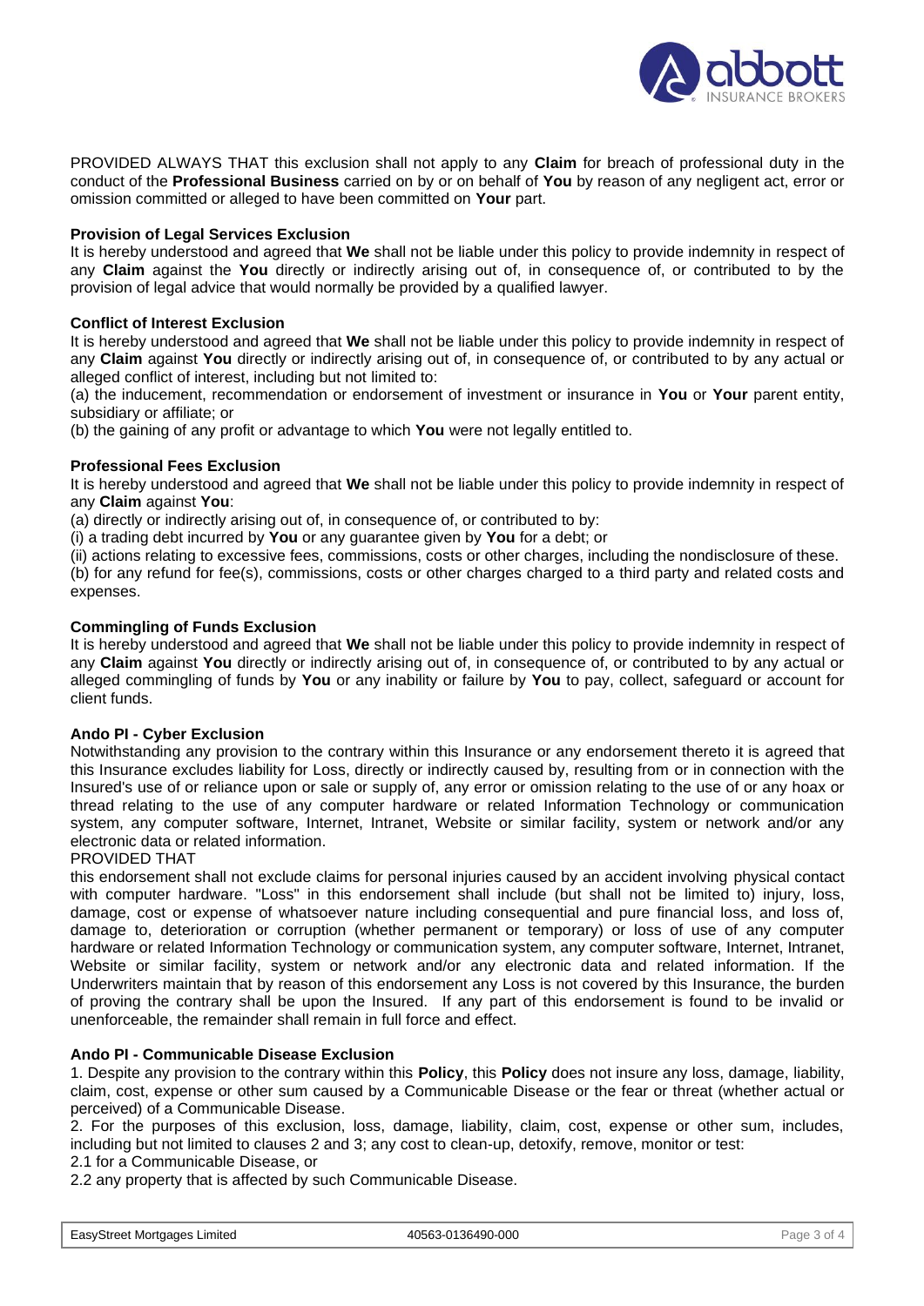PROVIDED ALWAYS THAT this exclusion shall not apply to any **Claim** for breach of professional duty in the conduct of the **Professional Business** carried on by or on behalf of **You** by reason of any negligent act, error or omission committed or alleged to have been committed on **Your** part.

**Provision of Legal Services Exclusion**

It is hereby understood and agreed that **We** shall not be liable under this policy to provide indemnity in respect of any **Claim** against the **You** directly or indirectly arising out of, in consequence of, or contributed to by the provision of legal advice that would normally be provided by a qualified lawyer.

**Conflict of Interest Exclusion**

It is hereby understood and agreed that **We** shall not be liable under this policy to provide indemnity in respect of any **Claim** against **You** directly or indirectly arising out of, in consequence of, or contributed to by any actual or alleged conflict of interest, including but not limited to:

(a) the inducement, recommendation or endorsement of investment or insurance in **You** or **Your** parent entity, subsidiary or affiliate; or

(b) the gaining of any profit or advantage to which **You** were not legally entitled to.

**Professional Fees Exclusion**

It is hereby understood and agreed that **We** shall not be liable under this policy to provide indemnity in respect of any **Claim** against **You**:

(a) directly or indirectly arising out of, in consequence of, or contributed to by:

(i) a trading debt incurred by **You** or any guarantee given by **You** for a debt; or

(ii) actions relating to excessive fees, commissions, costs or other charges, including the nondisclosure of these.

(b) for any refund for fee(s), commissions, costs or other charges charged to a third party and related costs and expenses.

**Commingling of Funds Exclusion**

It is hereby understood and agreed that **We** shall not be liable under this policy to provide indemnity in respect of any **Claim** against **You** directly or indirectly arising out of, in consequence of, or contributed to by any actual or alleged commingling of funds by **You** or any inability or failure by **You** to pay, collect, safeguard or account for client funds.

**Ando PI - Cyber Exclusion**

Notwithstanding any provision to the contrary within this Insurance or any endorsement thereto it is agreed that this Insurance excludes liability for Loss, directly or indirectly caused by, resulting from or in connection with the Insured's use of or reliance upon or sale or supply of, any error or omission relating to the use of or any hoax or thread relating to the use of any computer hardware or related Information Technology or communication system, any computer software, Internet, Intranet, Website or similar facility, system or network and/or any electronic data or related information.

PROVIDED THAT

this endorsement shall not exclude claims for personal injuries caused by an accident involving physical contact with computer hardware. "Loss" in this endorsement shall include (but shall not be limited to) injury, loss, damage, cost or expense of whatsoever nature including consequential and pure financial loss, and loss of, damage to, deterioration or corruption (whether permanent or temporary) or loss of use of any computer hardware or related Information Technology or communication system, any computer software, Internet, Intranet, Website or similar facility, system or network and/or any electronic data and related information. If the Underwriters maintain that by reason of this endorsement any Loss is not covered by this Insurance, the burden of proving the contrary shall be upon the Insured. If any part of this endorsement is found to be invalid or unenforceable, the remainder shall remain in full force and effect.

**Ando PI - Communicable Disease Exclusion**

1. Despite any provision to the contrary within this **Policy**, this **Policy** does not insure any loss, damage, liability, claim, cost, expense or other sum caused by a Communicable Disease or the fear or threat (whether actual or perceived) of a Communicable Disease.

2. For the purposes of this exclusion, loss, damage, liability, claim, cost, expense or other sum, includes, including but not limited to clauses 2 and 3; any cost to clean-up, detoxify, remove, monitor or test:

2.1 for a Communicable Disease, or

2.2 any property that is affected by such Communicable Disease.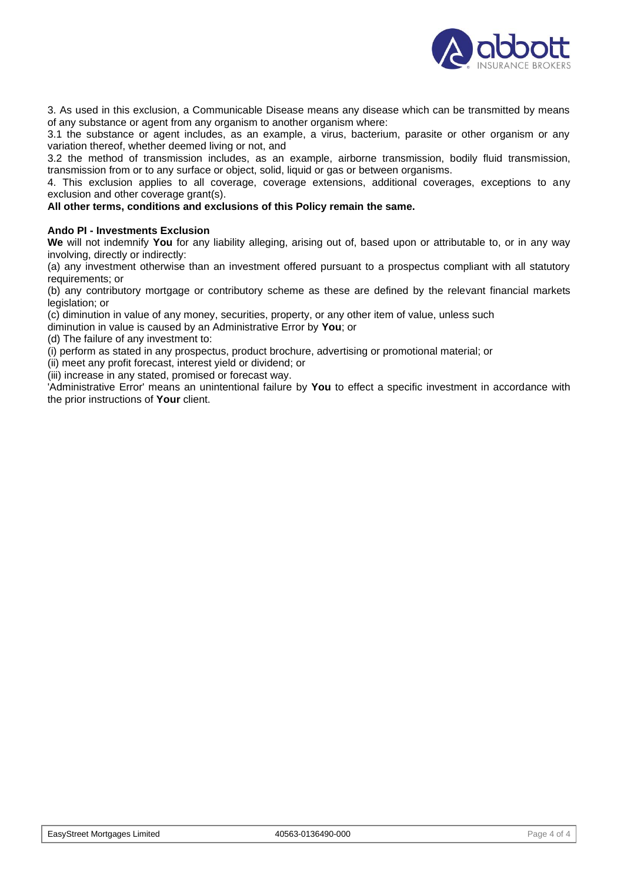3. As used in this exclusion, a Communicable Disease means any disease which can be transmitted by means of any substance or agent from any organism to another organism where:

3.1 the substance or agent includes, as an example, a virus, bacterium, parasite or other organism or any variation thereof, whether deemed living or not, and

3.2 the method of transmission includes, as an example, airborne transmission, bodily fluid transmission, transmission from or to any surface or object, solid, liquid or gas or between organisms.

4. This exclusion applies to all coverage, coverage extensions, additional coverages, exceptions to any exclusion and other coverage grant(s).

**All other terms, conditions and exclusions of this Policy remain the same.**

**Ando PI - Investments Exclusion**

**We** will not indemnify **You** for any liability alleging, arising out of, based upon or attributable to, or in any way involving, directly or indirectly:

(a) any investment otherwise than an investment offered pursuant to a prospectus compliant with all statutory requirements; or

(b) any contributory mortgage or contributory scheme as these are defined by the relevant financial markets legislation; or

(c) diminution in value of any money, securities, property, or any other item of value, unless such diminution in value is caused by an Administrative Error by **You**; or

(d) The failure of any investment to:

(i) perform as stated in any prospectus, product brochure, advertising or promotional material; or

(ii) meet any profit forecast, interest yield or dividend; or

(iii) increase in any stated, promised or forecast way.

'Administrative Error' means an unintentional failure by **You** to effect a specific investment in accordance with the prior instructions of **Your** client.